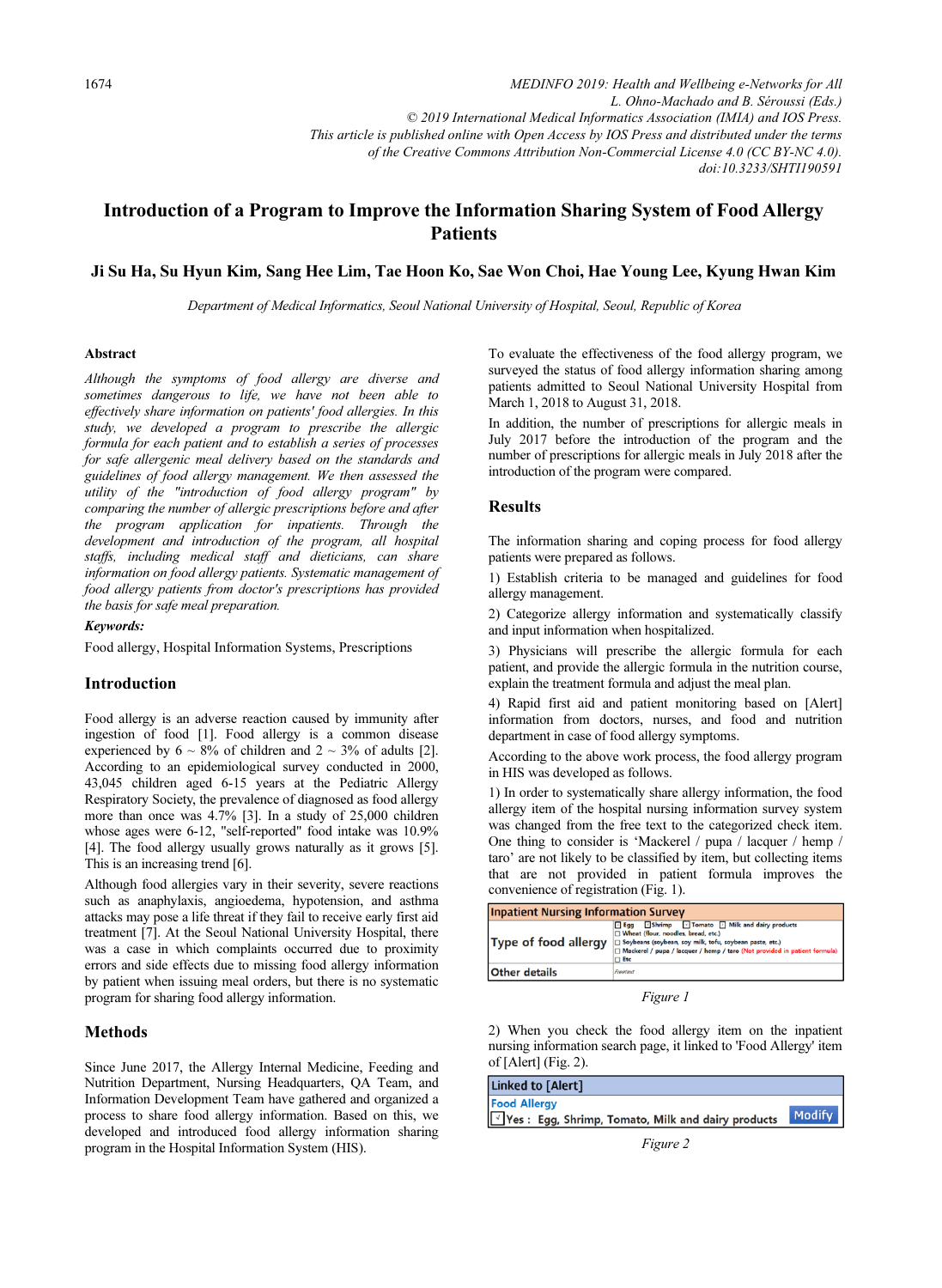# Introduction of a Program to Improve the Information Sharing System of Food Allergy Patients

**Ji Su Ha, Su Hyun Kim, Sang Hee Lim, Tae Hoon Ko, Sae Won Choi, Hae Young Lee, Kyung Hwan Kim**

*Department of Medical Informatics, Seoul National University of Hospital, Seoul, Republic of Korea*

MEDINFO 2019: Health and Wellbeing e-Networks for All
L. Ohno-Machado and B. Séroussi (Eds.)
© 2019 International Medical Informatics Association (IMIA) and IOS Press.
This article is published online with Open Access by IOS Press and distributed under the terms of the Creative Commons Attribution Non-Commercial License 4.0 (CC BY-NC 4.0).
doi:10.3233/SHTI190591

### Abstract

*Although the symptoms of food allergy are diverse and sometimes dangerous to life, we have not been able to effectively share information on patients' food allergies. In this study, we developed a program to prescribe the allergic formula for each patient and to establish a series of processes for safe allergenic meal delivery based on the standards and guidelines of food allergy management. We then assessed the utility of the "introduction of food allergy program" by comparing the number of allergic prescriptions before and after the program application for inpatients. Through the development and introduction of the program, all hospital staffs, including medical staff and dieticians, can share information on food allergy patients. Systematic management of food allergy patients from doctor's prescriptions has provided the basis for safe meal preparation.*

***Keywords:***

Food allergy, Hospital Information Systems, Prescriptions

## Introduction

Food allergy is an adverse reaction caused by immunity after ingestion of food [1]. Food allergy is a common disease experienced by 6 ~ 8% of children and 2 ~ 3% of adults [2]. According to an epidemiological survey conducted in 2000, 43,045 children aged 6-15 years at the Pediatric Allergy Respiratory Society, the prevalence of diagnosed as food allergy more than once was 4.7% [3]. In a study of 25,000 children whose ages were 6-12, "self-reported" food intake was 10.9% [4]. The food allergy usually grows naturally as it grows [5]. This is an increasing trend [6].

Although food allergies vary in their severity, severe reactions such as anaphylaxis, angioedema, hypotension, and asthma attacks may pose a life threat if they fail to receive early first aid treatment [7]. At the Seoul National University Hospital, there was a case in which complaints occurred due to proximity errors and side effects due to missing food allergy information by patient when issuing meal orders, but there is no systematic program for sharing food allergy information.

## Methods

Since June 2017, the Allergy Internal Medicine, Feeding and Nutrition Department, Nursing Headquarters, QA Team, and Information Development Team have gathered and organized a process to share food allergy information. Based on this, we developed and introduced food allergy information sharing program in the Hospital Information System (HIS).

To evaluate the effectiveness of the food allergy program, we surveyed the status of food allergy information sharing among patients admitted to Seoul National University Hospital from March 1, 2018 to August 31, 2018.

In addition, the number of prescriptions for allergic meals in July 2017 before the introduction of the program and the number of prescriptions for allergic meals in July 2018 after the introduction of the program were compared.

## Results

The information sharing and coping process for food allergy patients were prepared as follows.

1) Establish criteria to be managed and guidelines for food allergy management.

2) Categorize allergy information and systematically classify and input information when hospitalized.

3) Physicians will prescribe the allergic formula for each patient, and provide the allergic formula in the nutrition course, explain the treatment formula and adjust the meal plan.

4) Rapid first aid and patient monitoring based on [Alert] information from doctors, nurses, and food and nutrition department in case of food allergy symptoms.

According to the above work process, the food allergy program in HIS was developed as follows.

1) In order to systematically share allergy information, the food allergy item of the hospital nursing information survey system was changed from the free text to the categorized check item. One thing to consider is 'Mackerel / pupa / lacquer / hemp / taro' are not likely to be classified by item, but collecting items that are not provided in patient formula improves the convenience of registration (Fig. 1).

| Inpatient Nursing Information Survey | |
|---|---|
| Type of food allergy | ☐ Egg ☐ Shrimp ☐ Tomato ☐ Milk and dairy products<br>☐ Wheat (flour, noodles, bread, etc.)<br>☐ Soybeans (soybean, soy milk, tofu, soybean paste, etc.)<br>☐ Mackerel / pupa / lacquer / hemp / taro (Not provided in patient formula)<br>☐ Etc |
| Other details | Freetext |

*Figure 1*

2) When you check the food allergy item on the inpatient nursing information search page, it linked to 'Food Allergy' item of [Alert] (Fig. 2).

| Linked to [Alert] | |
|---|---|
| Food Allergy | |
| ☑ Yes : Egg, Shrimp, Tomato, Milk and dairy products | Modify |

*Figure 2*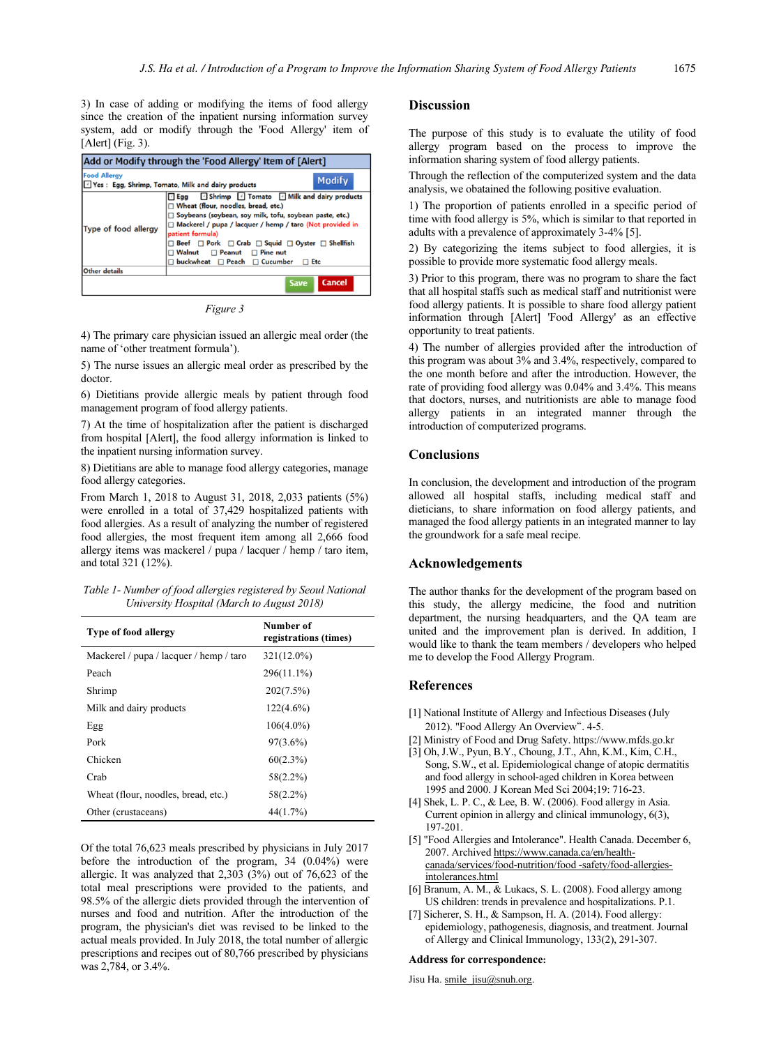3) In case of adding or modifying the items of food allergy since the creation of the inpatient nursing information survey system, add or modify through the 'Food Allergy' item of [Alert] (Fig. 3).

| Add or Modify through the 'Food Allergy' Item of [Alert] | |
|---|---|
| Food Allergy ☐ Yes : Egg, Shrimp, Tomato, Milk and dairy products | Modify |
| Type of food allergy | ☐ Egg ☐ Shrimp ☐ Tomato ☐ Milk and dairy products ☐ Wheat (flour, noodles, bread, etc.) ☐ Soybeans (soybean, soy milk, tofu, soybean paste, etc.) ☐ Mackerel / pupa / lacquer / hemp / taro (Not provided in patient formula) ☐ Beef ☐ Pork ☐ Crab ☐ Squid ☐ Oyster ☐ Shellfish ☐ Walnut ☐ Peanut ☐ Pine nut ☐ buckwheat ☐ Peach ☐ Cucumber ☐ Etc |
| Other details | |
| | Save Cancel |

*Figure 3*

4) The primary care physician issued an allergic meal order (the name of 'other treatment formula').

5) The nurse issues an allergic meal order as prescribed by the doctor.

6) Dietitians provide allergic meals by patient through food management program of food allergy patients.

7) At the time of hospitalization after the patient is discharged from hospital [Alert], the food allergy information is linked to the inpatient nursing information survey.

8) Dietitians are able to manage food allergy categories, manage food allergy categories.

From March 1, 2018 to August 31, 2018, 2,033 patients (5%) were enrolled in a total of 37,429 hospitalized patients with food allergies. As a result of analyzing the number of registered food allergies, the most frequent item among all 2,666 food allergy items was mackerel / pupa / lacquer / hemp / taro item, and total 321 (12%).

*Table 1- Number of food allergies registered by Seoul National University Hospital (March to August 2018)*

| Type of food allergy | Number of registrations (times) |
|---|---|
| Mackerel / pupa / lacquer / hemp / taro | 321(12.0%) |
| Peach | 296(11.1%) |
| Shrimp | 202(7.5%) |
| Milk and dairy products | 122(4.6%) |
| Egg | 106(4.0%) |
| Pork | 97(3.6%) |
| Chicken | 60(2.3%) |
| Crab | 58(2.2%) |
| Wheat (flour, noodles, bread, etc.) | 58(2.2%) |
| Other (crustaceans) | 44(1.7%) |

Of the total 76,623 meals prescribed by physicians in July 2017 before the introduction of the program, 34 (0.04%) were allergic. It was analyzed that 2,303 (3%) out of 76,623 of the total meal prescriptions were provided to the patients, and 98.5% of the allergic diets provided through the intervention of nurses and food and nutrition. After the introduction of the program, the physician's diet was revised to be linked to the actual meals provided. In July 2018, the total number of allergic prescriptions and recipes out of 80,766 prescribed by physicians was 2,784, or 3.4%.

## Discussion

The purpose of this study is to evaluate the utility of food allergy program based on the process to improve the information sharing system of food allergy patients.

Through the reflection of the computerized system and the data analysis, we obtained the following positive evaluation.

1) The proportion of patients enrolled in a specific period of time with food allergy is 5%, which is similar to that reported in adults with a prevalence of approximately 3-4% [5].

2) By categorizing the items subject to food allergies, it is possible to provide more systematic food allergy meals.

3) Prior to this program, there was no program to share the fact that all hospital staffs such as medical staff and nutritionist were food allergy patients. It is possible to share food allergy patient information through [Alert] 'Food Allergy' as an effective opportunity to treat patients.

4) The number of allergies provided after the introduction of this program was about 3% and 3.4%, respectively, compared to the one month before and after the introduction. However, the rate of providing food allergy was 0.04% and 3.4%. This means that doctors, nurses, and nutritionists are able to manage food allergy patients in an integrated manner through the introduction of computerized programs.

## Conclusions

In conclusion, the development and introduction of the program allowed all hospital staffs, including medical staff and dieticians, to share information on food allergy patients, and managed the food allergy patients in an integrated manner to lay the groundwork for a safe meal recipe.

## Acknowledgements

The author thanks for the development of the program based on this study, the allergy medicine, the food and nutrition department, the nursing headquarters, and the QA team are united and the improvement plan is derived. In addition, I would like to thank the team members / developers who helped me to develop the Food Allergy Program.

## References

[1] National Institute of Allergy and Infectious Diseases (July 2012). "Food Allergy An Overview". 4-5.

[2] Ministry of Food and Drug Safety. https://www.mfds.go.kr

[3] Oh, J.W., Pyun, B.Y., Choung, J.T., Ahn, K.M., Kim, C.H., Song, S.W., et al. Epidemiological change of atopic dermatitis and food allergy in school-aged children in Korea between 1995 and 2000. J Korean Med Sci 2004;19: 716-23.

[4] Shek, L. P. C., & Lee, B. W. (2006). Food allergy in Asia. Current opinion in allergy and clinical immunology, 6(3), 197-201.

[5] "Food Allergies and Intolerance". Health Canada. December 6, 2007. Archived https://www.canada.ca/en/health-canada/services/food-nutrition/food -safety/food-allergies-intolerances.html

[6] Branum, A. M., & Lukacs, S. L. (2008). Food allergy among US children: trends in prevalence and hospitalizations. P.1.

[7] Sicherer, S. H., & Sampson, H. A. (2014). Food allergy: epidemiology, pathogenesis, diagnosis, and treatment. Journal of Allergy and Clinical Immunology, 133(2), 291-307.

**Address for correspondence:**

Jisu Ha. smile_jisu@snuh.org.